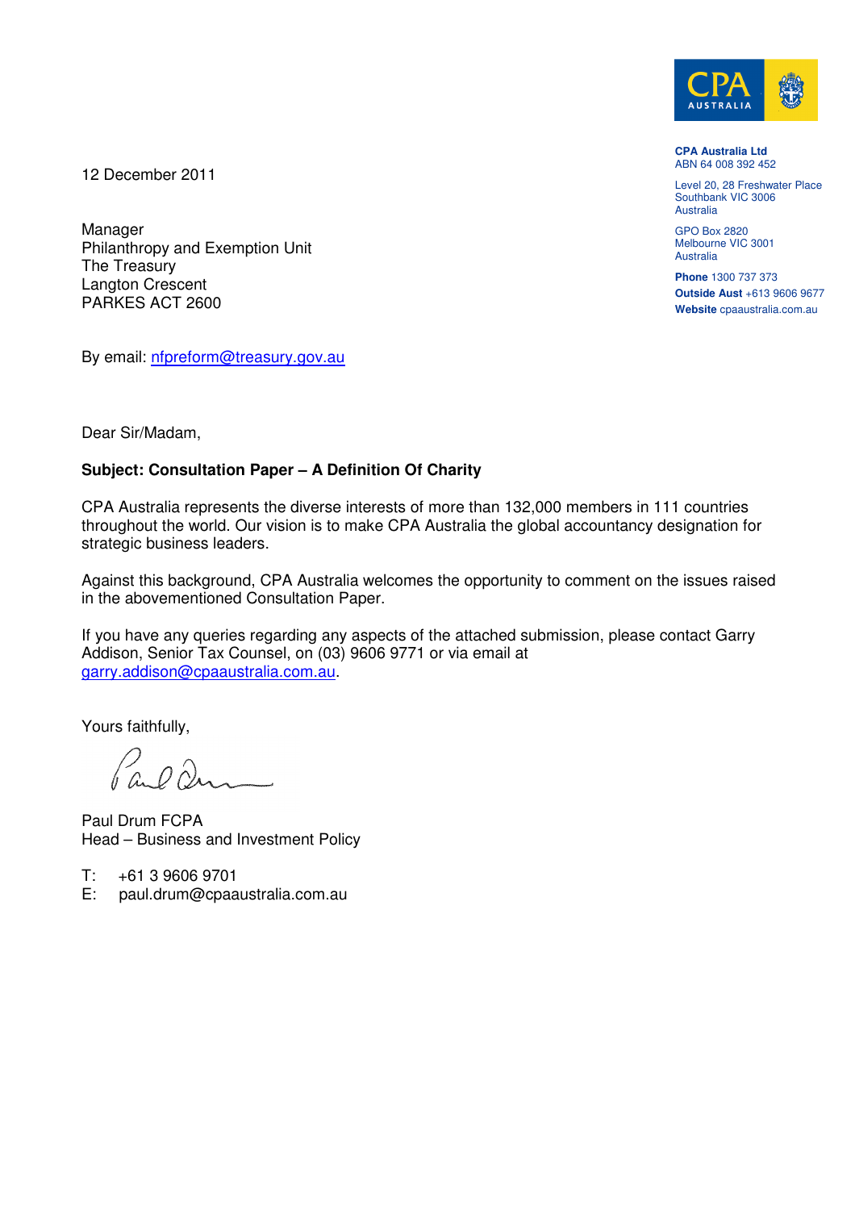**CPA Australia Ltd**
ABN 64 008 392 452

Level 20, 28 Freshwater Place
Southbank VIC 3006
Australia

GPO Box 2820
Melbourne VIC 3001
Australia

**Phone** 1300 737 373
**Outside Aust** +613 9606 9677
**Website** cpaaustralia.com.au

12 December 2011

Manager
Philanthropy and Exemption Unit
The Treasury
Langton Crescent
PARKES ACT 2600

By email: nfpreform@treasury.gov.au

Dear Sir/Madam,

**Subject: Consultation Paper – A Definition Of Charity**

CPA Australia represents the diverse interests of more than 132,000 members in 111 countries throughout the world. Our vision is to make CPA Australia the global accountancy designation for strategic business leaders.

Against this background, CPA Australia welcomes the opportunity to comment on the issues raised in the abovementioned Consultation Paper.

If you have any queries regarding any aspects of the attached submission, please contact Garry Addison, Senior Tax Counsel, on (03) 9606 9771 or via email at garry.addison@cpaaustralia.com.au.

Yours faithfully,

Paul Drum FCPA
Head – Business and Investment Policy

T: +61 3 9606 9701
E: paul.drum@cpaaustralia.com.au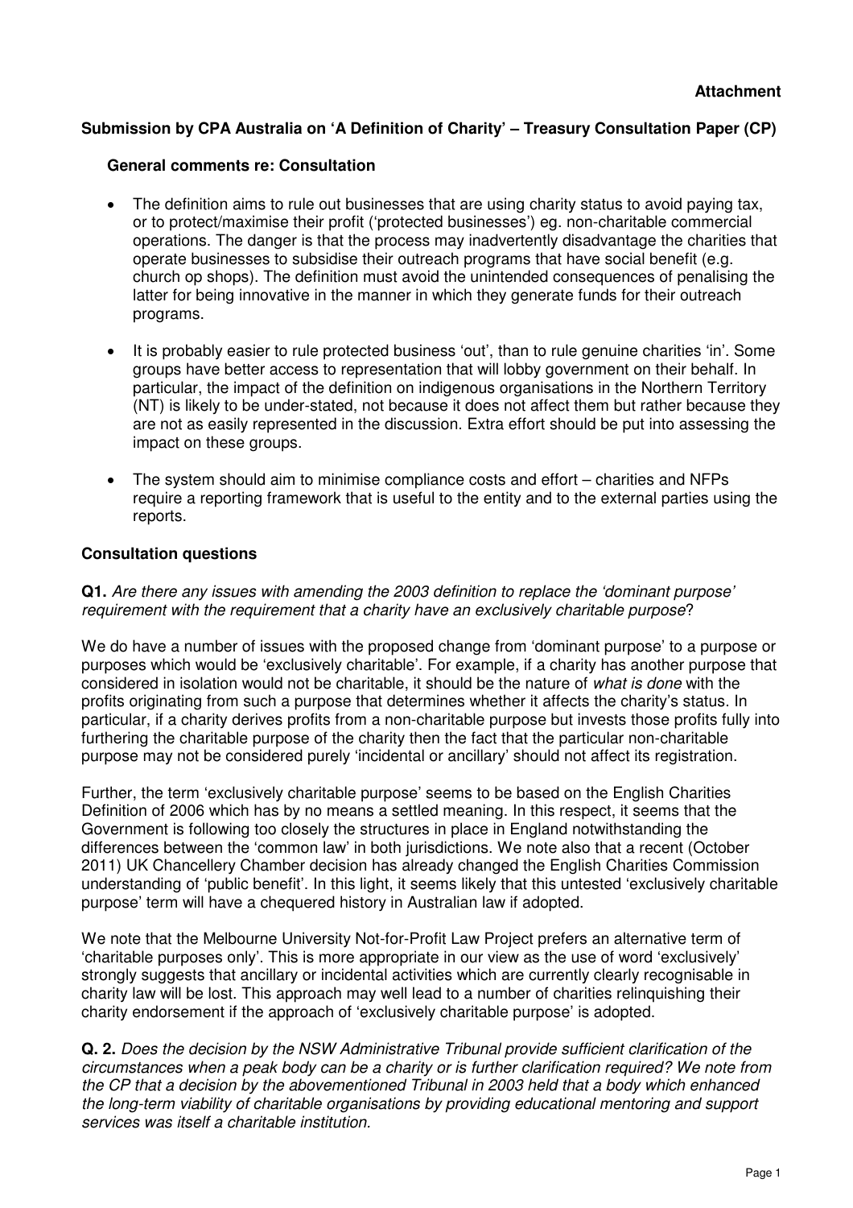**Attachment**

**Submission by CPA Australia on 'A Definition of Charity' – Treasury Consultation Paper (CP)**

**General comments re: Consultation**

- The definition aims to rule out businesses that are using charity status to avoid paying tax, or to protect/maximise their profit ('protected businesses') eg. non-charitable commercial operations. The danger is that the process may inadvertently disadvantage the charities that operate businesses to subsidise their outreach programs that have social benefit (e.g. church op shops). The definition must avoid the unintended consequences of penalising the latter for being innovative in the manner in which they generate funds for their outreach programs.

- It is probably easier to rule protected business 'out', than to rule genuine charities 'in'. Some groups have better access to representation that will lobby government on their behalf. In particular, the impact of the definition on indigenous organisations in the Northern Territory (NT) is likely to be under-stated, not because it does not affect them but rather because they are not as easily represented in the discussion. Extra effort should be put into assessing the impact on these groups.

- The system should aim to minimise compliance costs and effort – charities and NFPs require a reporting framework that is useful to the entity and to the external parties using the reports.

**Consultation questions**

**Q1.** *Are there any issues with amending the 2003 definition to replace the 'dominant purpose' requirement with the requirement that a charity have an exclusively charitable purpose*?

We do have a number of issues with the proposed change from 'dominant purpose' to a purpose or purposes which would be 'exclusively charitable'. For example, if a charity has another purpose that considered in isolation would not be charitable, it should be the nature of *what is done* with the profits originating from such a purpose that determines whether it affects the charity's status. In particular, if a charity derives profits from a non-charitable purpose but invests those profits fully into furthering the charitable purpose of the charity then the fact that the particular non-charitable purpose may not be considered purely 'incidental or ancillary' should not affect its registration.

Further, the term 'exclusively charitable purpose' seems to be based on the English Charities Definition of 2006 which has by no means a settled meaning. In this respect, it seems that the Government is following too closely the structures in place in England notwithstanding the differences between the 'common law' in both jurisdictions. We note also that a recent (October 2011) UK Chancellery Chamber decision has already changed the English Charities Commission understanding of 'public benefit'. In this light, it seems likely that this untested 'exclusively charitable purpose' term will have a chequered history in Australian law if adopted.

We note that the Melbourne University Not-for-Profit Law Project prefers an alternative term of 'charitable purposes only'. This is more appropriate in our view as the use of word 'exclusively' strongly suggests that ancillary or incidental activities which are currently clearly recognisable in charity law will be lost. This approach may well lead to a number of charities relinquishing their charity endorsement if the approach of 'exclusively charitable purpose' is adopted.

**Q. 2.** *Does the decision by the NSW Administrative Tribunal provide sufficient clarification of the circumstances when a peak body can be a charity or is further clarification required? We note from the CP that a decision by the abovementioned Tribunal in 2003 held that a body which enhanced the long-term viability of charitable organisations by providing educational mentoring and support services was itself a charitable institution.*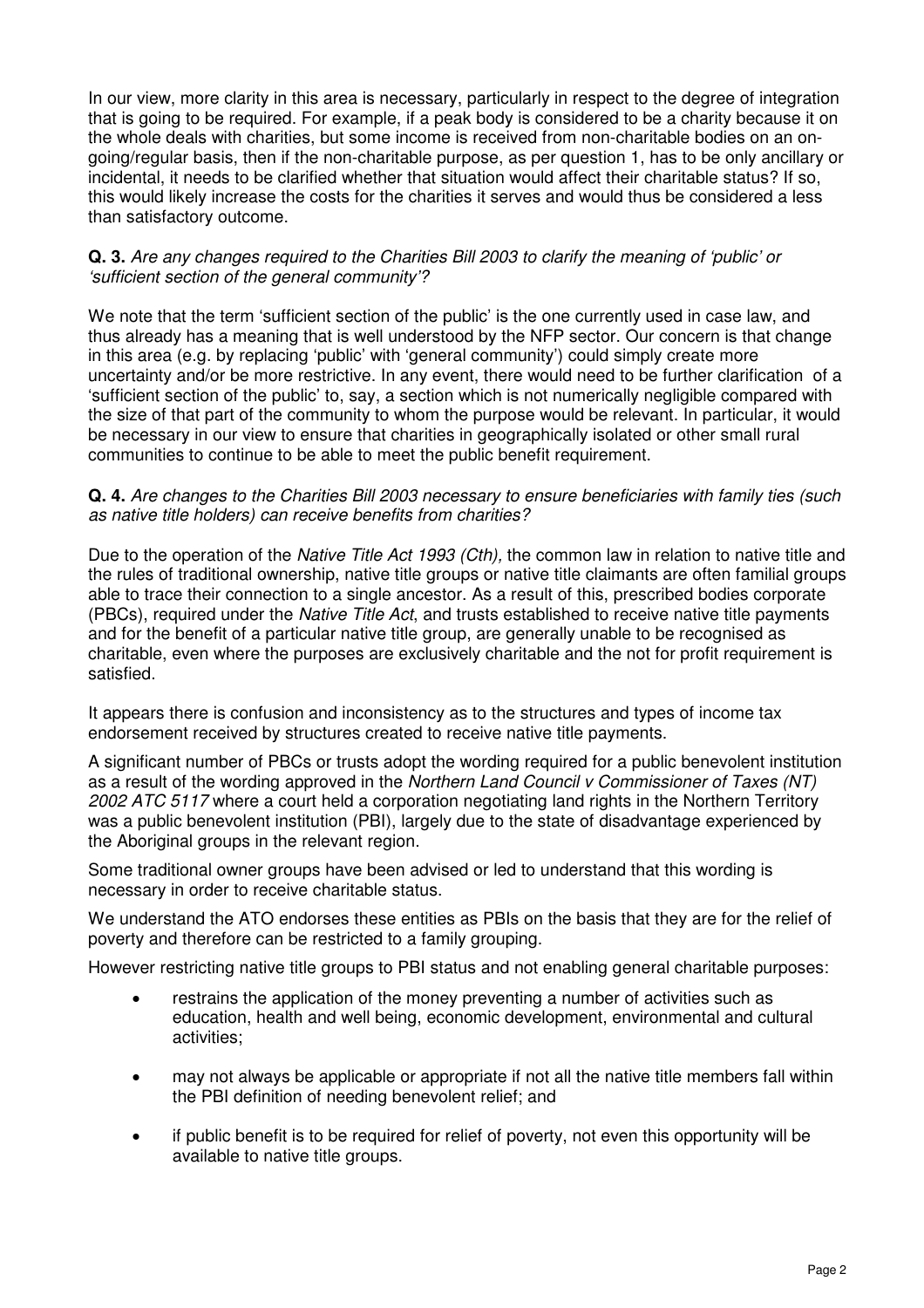In our view, more clarity in this area is necessary, particularly in respect to the degree of integration that is going to be required. For example, if a peak body is considered to be a charity because it on the whole deals with charities, but some income is received from non-charitable bodies on an on-going/regular basis, then if the non-charitable purpose, as per question 1, has to be only ancillary or incidental, it needs to be clarified whether that situation would affect their charitable status? If so, this would likely increase the costs for the charities it serves and would thus be considered a less than satisfactory outcome.

**Q. 3.** *Are any changes required to the Charities Bill 2003 to clarify the meaning of 'public' or 'sufficient section of the general community'?*

We note that the term 'sufficient section of the public' is the one currently used in case law, and thus already has a meaning that is well understood by the NFP sector. Our concern is that change in this area (e.g. by replacing 'public' with 'general community') could simply create more uncertainty and/or be more restrictive. In any event, there would need to be further clarification of a 'sufficient section of the public' to, say, a section which is not numerically negligible compared with the size of that part of the community to whom the purpose would be relevant. In particular, it would be necessary in our view to ensure that charities in geographically isolated or other small rural communities to continue to be able to meet the public benefit requirement.

**Q. 4.** *Are changes to the Charities Bill 2003 necessary to ensure beneficiaries with family ties (such as native title holders) can receive benefits from charities?*

Due to the operation of the *Native Title Act 1993 (Cth),* the common law in relation to native title and the rules of traditional ownership, native title groups or native title claimants are often familial groups able to trace their connection to a single ancestor. As a result of this, prescribed bodies corporate (PBCs), required under the *Native Title Act*, and trusts established to receive native title payments and for the benefit of a particular native title group, are generally unable to be recognised as charitable, even where the purposes are exclusively charitable and the not for profit requirement is satisfied.

It appears there is confusion and inconsistency as to the structures and types of income tax endorsement received by structures created to receive native title payments.

A significant number of PBCs or trusts adopt the wording required for a public benevolent institution as a result of the wording approved in the *Northern Land Council v Commissioner of Taxes (NT) 2002 ATC 5117* where a court held a corporation negotiating land rights in the Northern Territory was a public benevolent institution (PBI), largely due to the state of disadvantage experienced by the Aboriginal groups in the relevant region.

Some traditional owner groups have been advised or led to understand that this wording is necessary in order to receive charitable status.

We understand the ATO endorses these entities as PBIs on the basis that they are for the relief of poverty and therefore can be restricted to a family grouping.

However restricting native title groups to PBI status and not enabling general charitable purposes:

- restrains the application of the money preventing a number of activities such as education, health and well being, economic development, environmental and cultural activities;
- may not always be applicable or appropriate if not all the native title members fall within the PBI definition of needing benevolent relief; and
- if public benefit is to be required for relief of poverty, not even this opportunity will be available to native title groups.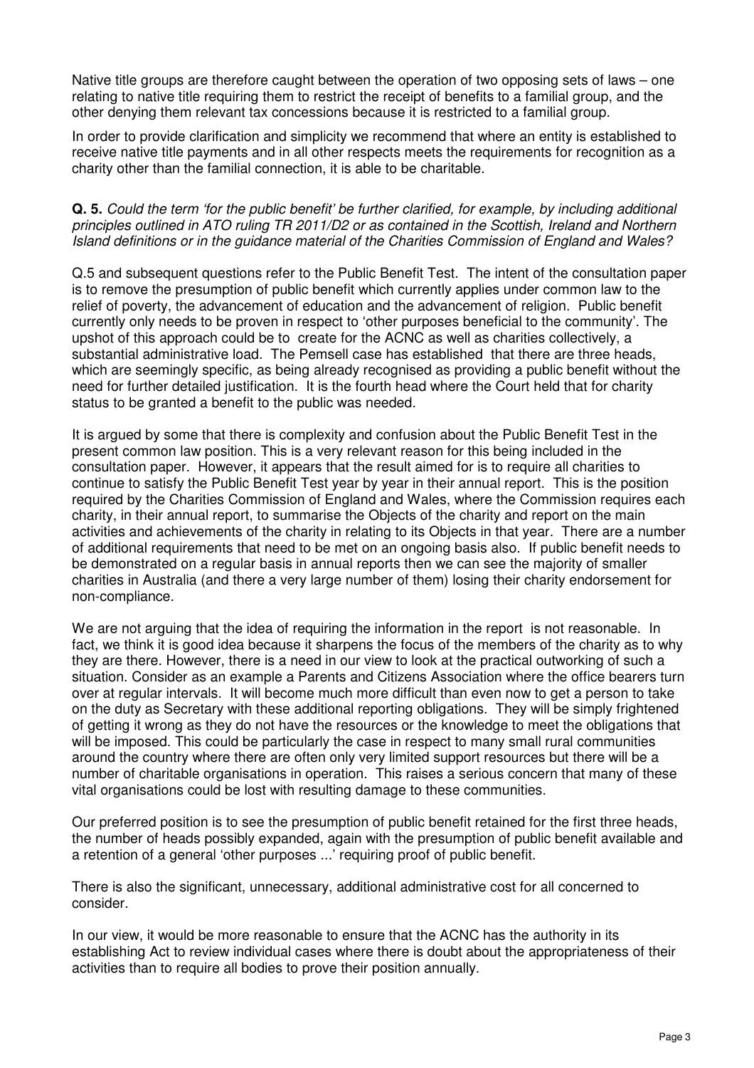Native title groups are therefore caught between the operation of two opposing sets of laws – one relating to native title requiring them to restrict the receipt of benefits to a familial group, and the other denying them relevant tax concessions because it is restricted to a familial group.

In order to provide clarification and simplicity we recommend that where an entity is established to receive native title payments and in all other respects meets the requirements for recognition as a charity other than the familial connection, it is able to be charitable.

**Q. 5.** *Could the term 'for the public benefit' be further clarified, for example, by including additional principles outlined in ATO ruling TR 2011/D2 or as contained in the Scottish, Ireland and Northern Island definitions or in the guidance material of the Charities Commission of England and Wales?*

Q.5 and subsequent questions refer to the Public Benefit Test. The intent of the consultation paper is to remove the presumption of public benefit which currently applies under common law to the relief of poverty, the advancement of education and the advancement of religion. Public benefit currently only needs to be proven in respect to 'other purposes beneficial to the community'. The upshot of this approach could be to create for the ACNC as well as charities collectively, a substantial administrative load. The Pemsell case has established that there are three heads, which are seemingly specific, as being already recognised as providing a public benefit without the need for further detailed justification. It is the fourth head where the Court held that for charity status to be granted a benefit to the public was needed.

It is argued by some that there is complexity and confusion about the Public Benefit Test in the present common law position. This is a very relevant reason for this being included in the consultation paper. However, it appears that the result aimed for is to require all charities to continue to satisfy the Public Benefit Test year by year in their annual report. This is the position required by the Charities Commission of England and Wales, where the Commission requires each charity, in their annual report, to summarise the Objects of the charity and report on the main activities and achievements of the charity in relating to its Objects in that year. There are a number of additional requirements that need to be met on an ongoing basis also. If public benefit needs to be demonstrated on a regular basis in annual reports then we can see the majority of smaller charities in Australia (and there a very large number of them) losing their charity endorsement for non-compliance.

We are not arguing that the idea of requiring the information in the report is not reasonable. In fact, we think it is good idea because it sharpens the focus of the members of the charity as to why they are there. However, there is a need in our view to look at the practical outworking of such a situation. Consider as an example a Parents and Citizens Association where the office bearers turn over at regular intervals. It will become much more difficult than even now to get a person to take on the duty as Secretary with these additional reporting obligations. They will be simply frightened of getting it wrong as they do not have the resources or the knowledge to meet the obligations that will be imposed. This could be particularly the case in respect to many small rural communities around the country where there are often only very limited support resources but there will be a number of charitable organisations in operation. This raises a serious concern that many of these vital organisations could be lost with resulting damage to these communities.

Our preferred position is to see the presumption of public benefit retained for the first three heads, the number of heads possibly expanded, again with the presumption of public benefit available and a retention of a general 'other purposes ...' requiring proof of public benefit.

There is also the significant, unnecessary, additional administrative cost for all concerned to consider.

In our view, it would be more reasonable to ensure that the ACNC has the authority in its establishing Act to review individual cases where there is doubt about the appropriateness of their activities than to require all bodies to prove their position annually.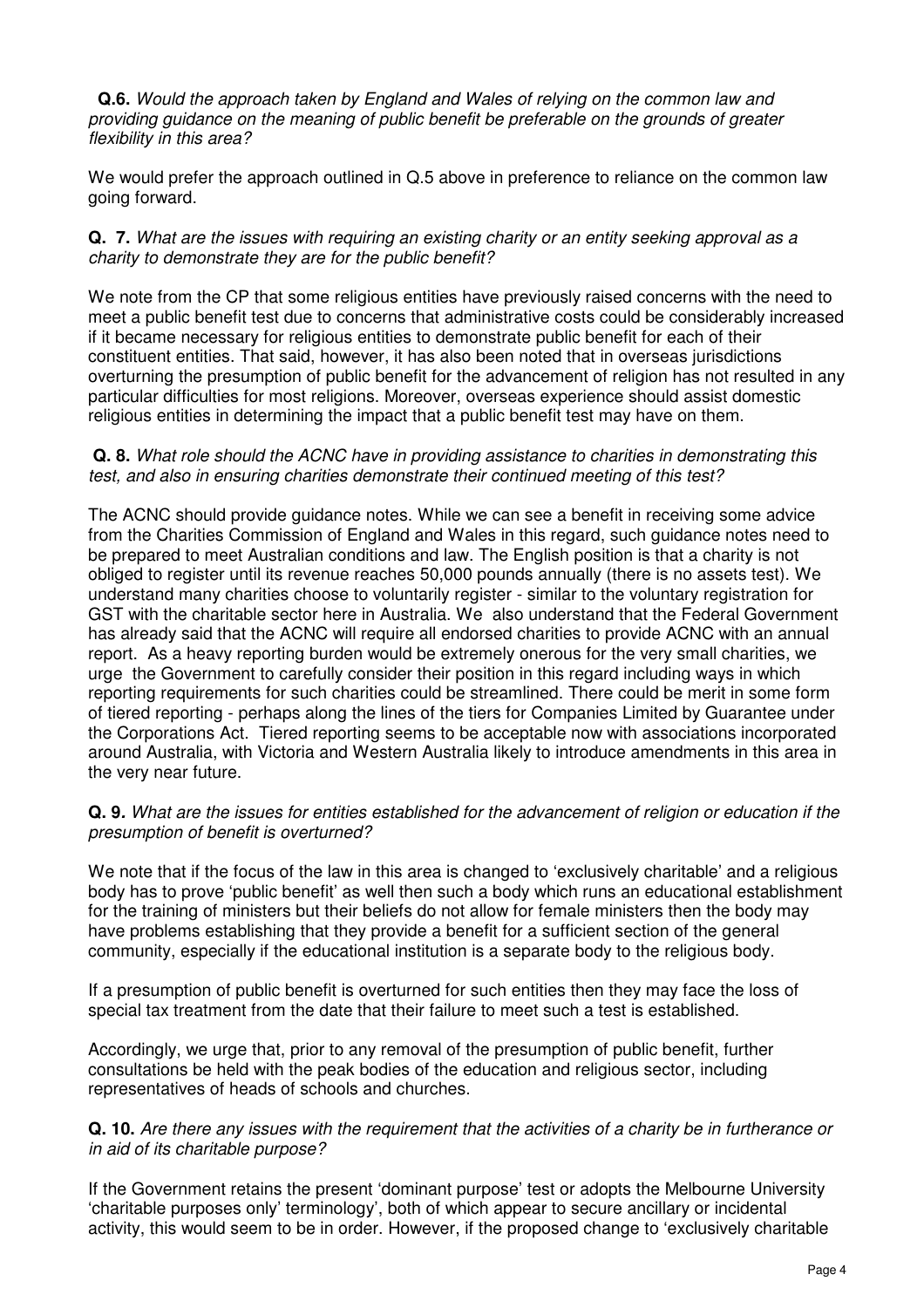**Q.6.** *Would the approach taken by England and Wales of relying on the common law and providing guidance on the meaning of public benefit be preferable on the grounds of greater flexibility in this area?*

We would prefer the approach outlined in Q.5 above in preference to reliance on the common law going forward.

**Q. 7.** *What are the issues with requiring an existing charity or an entity seeking approval as a charity to demonstrate they are for the public benefit?*

We note from the CP that some religious entities have previously raised concerns with the need to meet a public benefit test due to concerns that administrative costs could be considerably increased if it became necessary for religious entities to demonstrate public benefit for each of their constituent entities. That said, however, it has also been noted that in overseas jurisdictions overturning the presumption of public benefit for the advancement of religion has not resulted in any particular difficulties for most religions. Moreover, overseas experience should assist domestic religious entities in determining the impact that a public benefit test may have on them.

**Q. 8.** *What role should the ACNC have in providing assistance to charities in demonstrating this test, and also in ensuring charities demonstrate their continued meeting of this test?*

The ACNC should provide guidance notes. While we can see a benefit in receiving some advice from the Charities Commission of England and Wales in this regard, such guidance notes need to be prepared to meet Australian conditions and law. The English position is that a charity is not obliged to register until its revenue reaches 50,000 pounds annually (there is no assets test). We understand many charities choose to voluntarily register - similar to the voluntary registration for GST with the charitable sector here in Australia. We also understand that the Federal Government has already said that the ACNC will require all endorsed charities to provide ACNC with an annual report. As a heavy reporting burden would be extremely onerous for the very small charities, we urge the Government to carefully consider their position in this regard including ways in which reporting requirements for such charities could be streamlined. There could be merit in some form of tiered reporting - perhaps along the lines of the tiers for Companies Limited by Guarantee under the Corporations Act. Tiered reporting seems to be acceptable now with associations incorporated around Australia, with Victoria and Western Australia likely to introduce amendments in this area in the very near future.

**Q. 9.** *What are the issues for entities established for the advancement of religion or education if the presumption of benefit is overturned?*

We note that if the focus of the law in this area is changed to 'exclusively charitable' and a religious body has to prove 'public benefit' as well then such a body which runs an educational establishment for the training of ministers but their beliefs do not allow for female ministers then the body may have problems establishing that they provide a benefit for a sufficient section of the general community, especially if the educational institution is a separate body to the religious body.

If a presumption of public benefit is overturned for such entities then they may face the loss of special tax treatment from the date that their failure to meet such a test is established.

Accordingly, we urge that, prior to any removal of the presumption of public benefit, further consultations be held with the peak bodies of the education and religious sector, including representatives of heads of schools and churches.

**Q. 10.** *Are there any issues with the requirement that the activities of a charity be in furtherance or in aid of its charitable purpose?*

If the Government retains the present 'dominant purpose' test or adopts the Melbourne University 'charitable purposes only' terminology', both of which appear to secure ancillary or incidental activity, this would seem to be in order. However, if the proposed change to 'exclusively charitable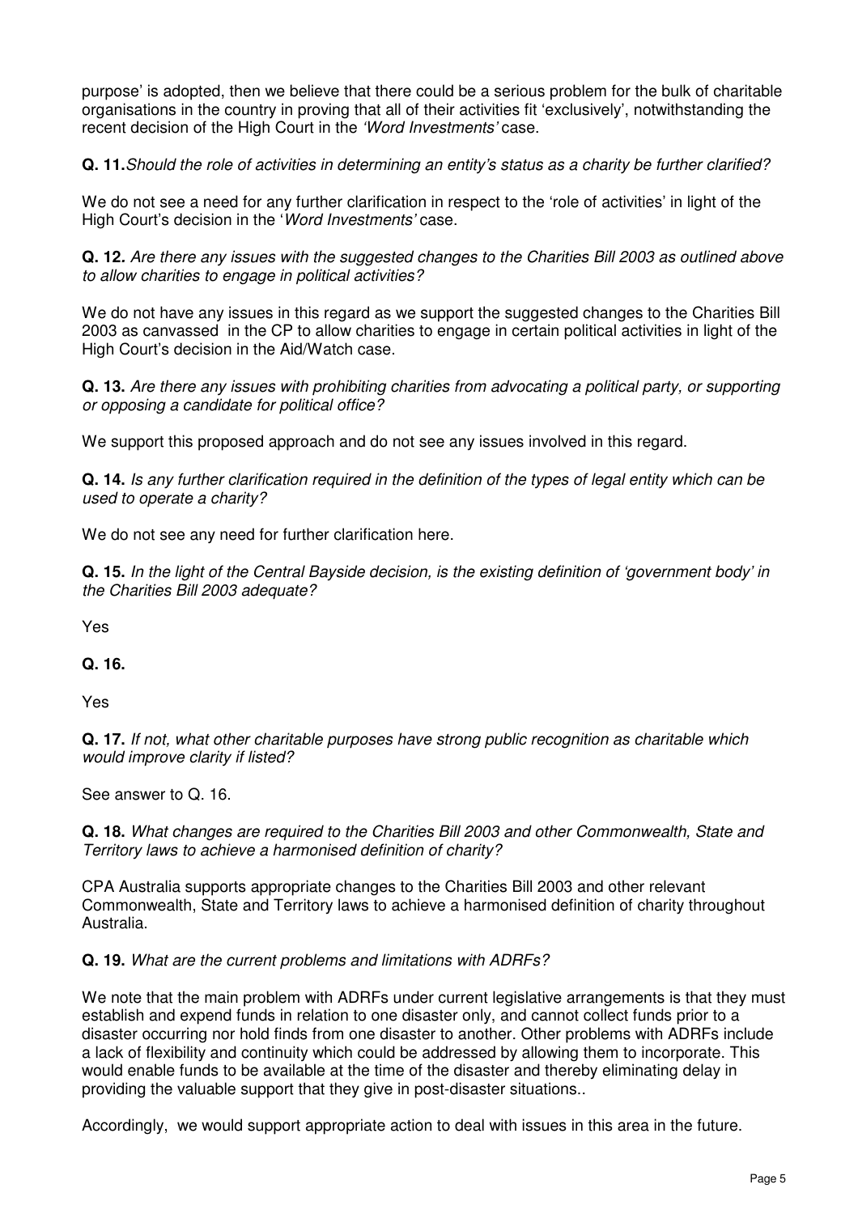purpose' is adopted, then we believe that there could be a serious problem for the bulk of charitable organisations in the country in proving that all of their activities fit 'exclusively', notwithstanding the recent decision of the High Court in the *'Word Investments'* case.

**Q. 11.** *Should the role of activities in determining an entity's status as a charity be further clarified?*

We do not see a need for any further clarification in respect to the 'role of activities' in light of the High Court's decision in the '*Word Investments'* case.

**Q. 12.** *Are there any issues with the suggested changes to the Charities Bill 2003 as outlined above to allow charities to engage in political activities?*

We do not have any issues in this regard as we support the suggested changes to the Charities Bill 2003 as canvassed in the CP to allow charities to engage in certain political activities in light of the High Court's decision in the Aid/Watch case.

**Q. 13.** *Are there any issues with prohibiting charities from advocating a political party, or supporting or opposing a candidate for political office?*

We support this proposed approach and do not see any issues involved in this regard.

**Q. 14.** *Is any further clarification required in the definition of the types of legal entity which can be used to operate a charity?*

We do not see any need for further clarification here.

**Q. 15.** *In the light of the Central Bayside decision, is the existing definition of 'government body' in the Charities Bill 2003 adequate?*

Yes

**Q. 16.**

Yes

**Q. 17.** *If not, what other charitable purposes have strong public recognition as charitable which would improve clarity if listed?*

See answer to Q. 16.

**Q. 18.** *What changes are required to the Charities Bill 2003 and other Commonwealth, State and Territory laws to achieve a harmonised definition of charity?*

CPA Australia supports appropriate changes to the Charities Bill 2003 and other relevant Commonwealth, State and Territory laws to achieve a harmonised definition of charity throughout Australia.

**Q. 19.** *What are the current problems and limitations with ADRFs?*

We note that the main problem with ADRFs under current legislative arrangements is that they must establish and expend funds in relation to one disaster only, and cannot collect funds prior to a disaster occurring nor hold finds from one disaster to another. Other problems with ADRFs include a lack of flexibility and continuity which could be addressed by allowing them to incorporate. This would enable funds to be available at the time of the disaster and thereby eliminating delay in providing the valuable support that they give in post-disaster situations..

Accordingly, we would support appropriate action to deal with issues in this area in the future.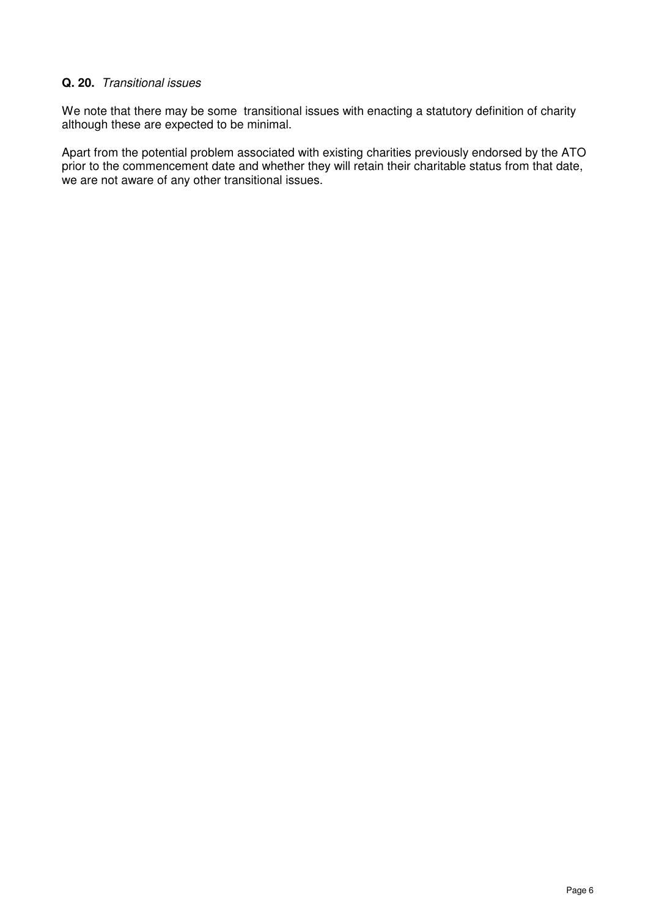**Q. 20.** *Transitional issues*

We note that there may be some transitional issues with enacting a statutory definition of charity although these are expected to be minimal.

Apart from the potential problem associated with existing charities previously endorsed by the ATO prior to the commencement date and whether they will retain their charitable status from that date, we are not aware of any other transitional issues.